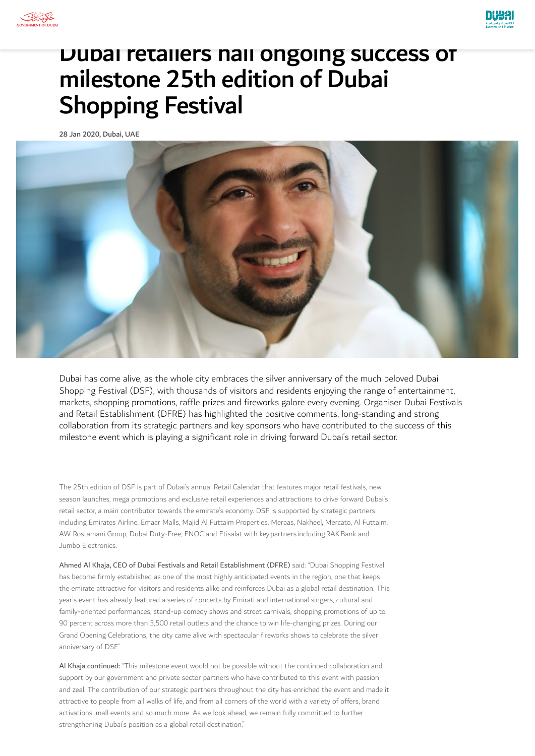# Dubai retailers hail ongoing success of milestone 25th edition of Dubai Shopping Festival

**28 Jan 2020, Dubai, UAE**

Dubai has come alive, as the whole city embraces the silver anniversary of the much beloved Dubai Shopping Festival (DSF), with thousands of visitors and residents enjoying the range of entertainment, markets, shopping promotions, raffle prizes and fireworks galore every evening. Organiser Dubai Festivals and Retail Establishment (DFRE) has highlighted the positive comments, long-standing and strong collaboration from its strategic partners and key sponsors who have contributed to the success of this milestone event which is playing a significant role in driving forward Dubai's retail sector.

The 25th edition of DSF is part of Dubai's annual Retail Calendar that features major retail festivals, new season launches, mega promotions and exclusive retail experiences and attractions to drive forward Dubai's retail sector, a main contributor towards the emirate's economy. DSF is supported by strategic partners including Emirates Airline, Emaar Malls, Majid Al Futtaim Properties, Meraas, Nakheel, Mercato, Al Futtaim, AW Rostamani Group, Dubai Duty-Free, ENOC and Etisalat with key partners including RAK Bank and Jumbo Electronics.

Ahmed Al Khaja, CEO of Dubai Festivals and Retail Establishment (DFRE) said: "Dubai Shopping Festival has become firmly established as one of the most highly anticipated events in the region, one that keeps the emirate attractive for visitors and residents alike and reinforces Dubai as a global retail destination. This year's event has already featured a series of concerts by Emirati and international singers, cultural and family-oriented performances, stand-up comedy shows and street carnivals, shopping promotions of up to 90 percent across more than 3,500 retail outlets and the chance to win life-changing prizes. During our Grand Opening Celebrations, the city came alive with spectacular fireworks shows to celebrate the silver anniversary of DSF."

Al Khaja continued: "This milestone event would not be possible without the continued collaboration and support by our government and private sector partners who have contributed to this event with passion and zeal. The contribution of our strategic partners throughout the city has enriched the event and made it attractive to people from all walks of life, and from all corners of the world with a variety of offers, brand activations, mall events and so much more. As we look ahead, we remain fully committed to further strengthening Dubai's position as a global retail destination."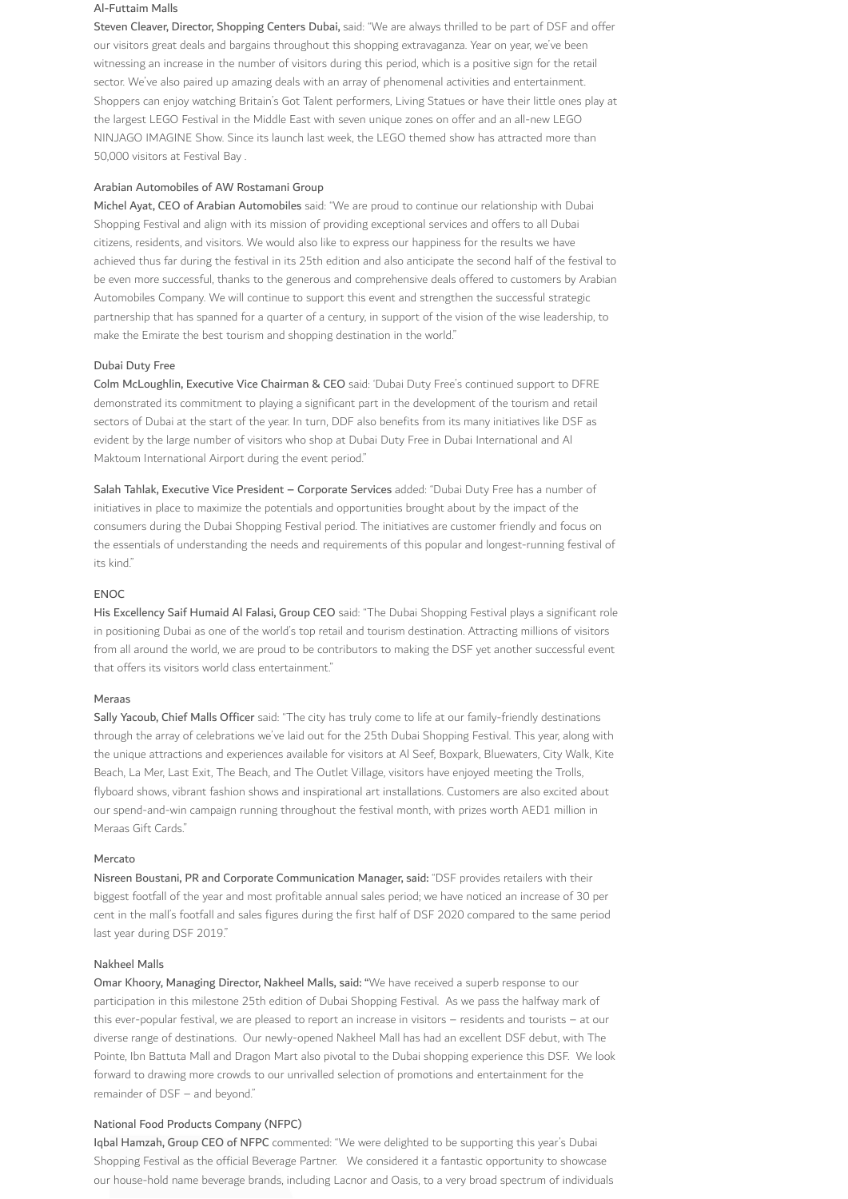Al-Futtaim Malls

**Steven Cleaver, Director, Shopping Centers Dubai,** said: "We are always thrilled to be part of DSF and offer our visitors great deals and bargains throughout this shopping extravaganza. Year on year, we've been witnessing an increase in the number of visitors during this period, which is a positive sign for the retail sector. We've also paired up amazing deals with an array of phenomenal activities and entertainment. Shoppers can enjoy watching Britain's Got Talent performers, Living Statues or have their little ones play at the largest LEGO Festival in the Middle East with seven unique zones on offer and an all-new LEGO NINJAGO IMAGINE Show. Since its launch last week, the LEGO themed show has attracted more than 50,000 visitors at Festival Bay .

Arabian Automobiles of AW Rostamani Group

**Michel Ayat, CEO of Arabian Automobiles** said: "We are proud to continue our relationship with Dubai Shopping Festival and align with its mission of providing exceptional services and offers to all Dubai citizens, residents, and visitors. We would also like to express our happiness for the results we have achieved thus far during the festival in its 25th edition and also anticipate the second half of the festival to be even more successful, thanks to the generous and comprehensive deals offered to customers by Arabian Automobiles Company. We will continue to support this event and strengthen the successful strategic partnership that has spanned for a quarter of a century, in support of the vision of the wise leadership, to make the Emirate the best tourism and shopping destination in the world."

Dubai Duty Free

**Colm McLoughlin, Executive Vice Chairman & CEO** said: 'Dubai Duty Free's continued support to DFRE demonstrated its commitment to playing a significant part in the development of the tourism and retail sectors of Dubai at the start of the year. In turn, DDF also benefits from its many initiatives like DSF as evident by the large number of visitors who shop at Dubai Duty Free in Dubai International and Al Maktoum International Airport during the event period."

**Salah Tahlak, Executive Vice President – Corporate Services** added: "Dubai Duty Free has a number of initiatives in place to maximize the potentials and opportunities brought about by the impact of the consumers during the Dubai Shopping Festival period. The initiatives are customer friendly and focus on the essentials of understanding the needs and requirements of this popular and longest-running festival of its kind."

ENOC

**His Excellency Saif Humaid Al Falasi, Group CEO** said: "The Dubai Shopping Festival plays a significant role in positioning Dubai as one of the world's top retail and tourism destination. Attracting millions of visitors from all around the world, we are proud to be contributors to making the DSF yet another successful event that offers its visitors world class entertainment."

Meraas

**Sally Yacoub, Chief Malls Officer** said: "The city has truly come to life at our family-friendly destinations through the array of celebrations we've laid out for the 25th Dubai Shopping Festival. This year, along with the unique attractions and experiences available for visitors at Al Seef, Boxpark, Bluewaters, City Walk, Kite Beach, La Mer, Last Exit, The Beach, and The Outlet Village, visitors have enjoyed meeting the Trolls, flyboard shows, vibrant fashion shows and inspirational art installations. Customers are also excited about our spend-and-win campaign running throughout the festival month, with prizes worth AED1 million in Meraas Gift Cards."

Mercato

**Nisreen Boustani, PR and Corporate Communication Manager, said:** "DSF provides retailers with their biggest footfall of the year and most profitable annual sales period; we have noticed an increase of 30 per cent in the mall's footfall and sales figures during the first half of DSF 2020 compared to the same period last year during DSF 2019."

Nakheel Malls

**Omar Khoory, Managing Director, Nakheel Malls, said: "**We have received a superb response to our participation in this milestone 25th edition of Dubai Shopping Festival. As we pass the halfway mark of this ever-popular festival, we are pleased to report an increase in visitors – residents and tourists – at our diverse range of destinations. Our newly-opened Nakheel Mall has had an excellent DSF debut, with The Pointe, Ibn Battuta Mall and Dragon Mart also pivotal to the Dubai shopping experience this DSF. We look forward to drawing more crowds to our unrivalled selection of promotions and entertainment for the remainder of DSF – and beyond."

National Food Products Company (NFPC)

**Iqbal Hamzah, Group CEO of NFPC** commented: "We were delighted to be supporting this year's Dubai Shopping Festival as the official Beverage Partner. We considered it a fantastic opportunity to showcase our house-hold name beverage brands, including Lacnor and Oasis, to a very broad spectrum of individuals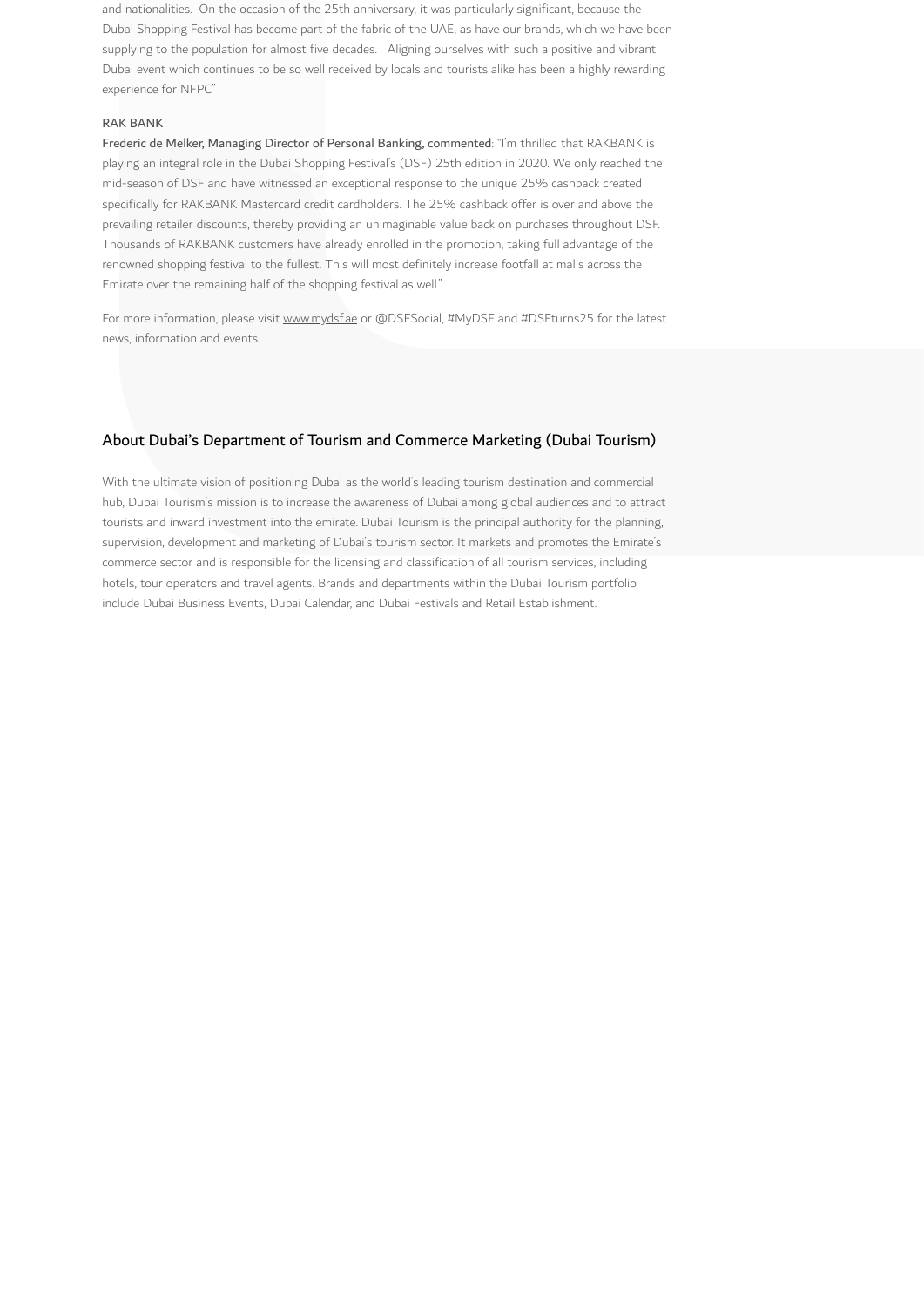and nationalities. On the occasion of the 25th anniversary, it was particularly significant, because the Dubai Shopping Festival has become part of the fabric of the UAE, as have our brands, which we have been supplying to the population for almost five decades. Aligning ourselves with such a positive and vibrant Dubai event which continues to be so well received by locals and tourists alike has been a highly rewarding experience for NFPC"

RAK BANK

**Frederic de Melker, Managing Director of Personal Banking, commented**: "I'm thrilled that RAKBANK is playing an integral role in the Dubai Shopping Festival's (DSF) 25th edition in 2020. We only reached the mid-season of DSF and have witnessed an exceptional response to the unique 25% cashback created specifically for RAKBANK Mastercard credit cardholders. The 25% cashback offer is over and above the prevailing retailer discounts, thereby providing an unimaginable value back on purchases throughout DSF. Thousands of RAKBANK customers have already enrolled in the promotion, taking full advantage of the renowned shopping festival to the fullest. This will most definitely increase footfall at malls across the Emirate over the remaining half of the shopping festival as well."

For more information, please visit www.mydsf.ae or @DSFSocial, #MyDSF and #DSFturns25 for the latest news, information and events.

## About Dubai's Department of Tourism and Commerce Marketing (Dubai Tourism)

With the ultimate vision of positioning Dubai as the world's leading tourism destination and commercial hub, Dubai Tourism's mission is to increase the awareness of Dubai among global audiences and to attract tourists and inward investment into the emirate. Dubai Tourism is the principal authority for the planning, supervision, development and marketing of Dubai's tourism sector. It markets and promotes the Emirate's commerce sector and is responsible for the licensing and classification of all tourism services, including hotels, tour operators and travel agents. Brands and departments within the Dubai Tourism portfolio include Dubai Business Events, Dubai Calendar, and Dubai Festivals and Retail Establishment.